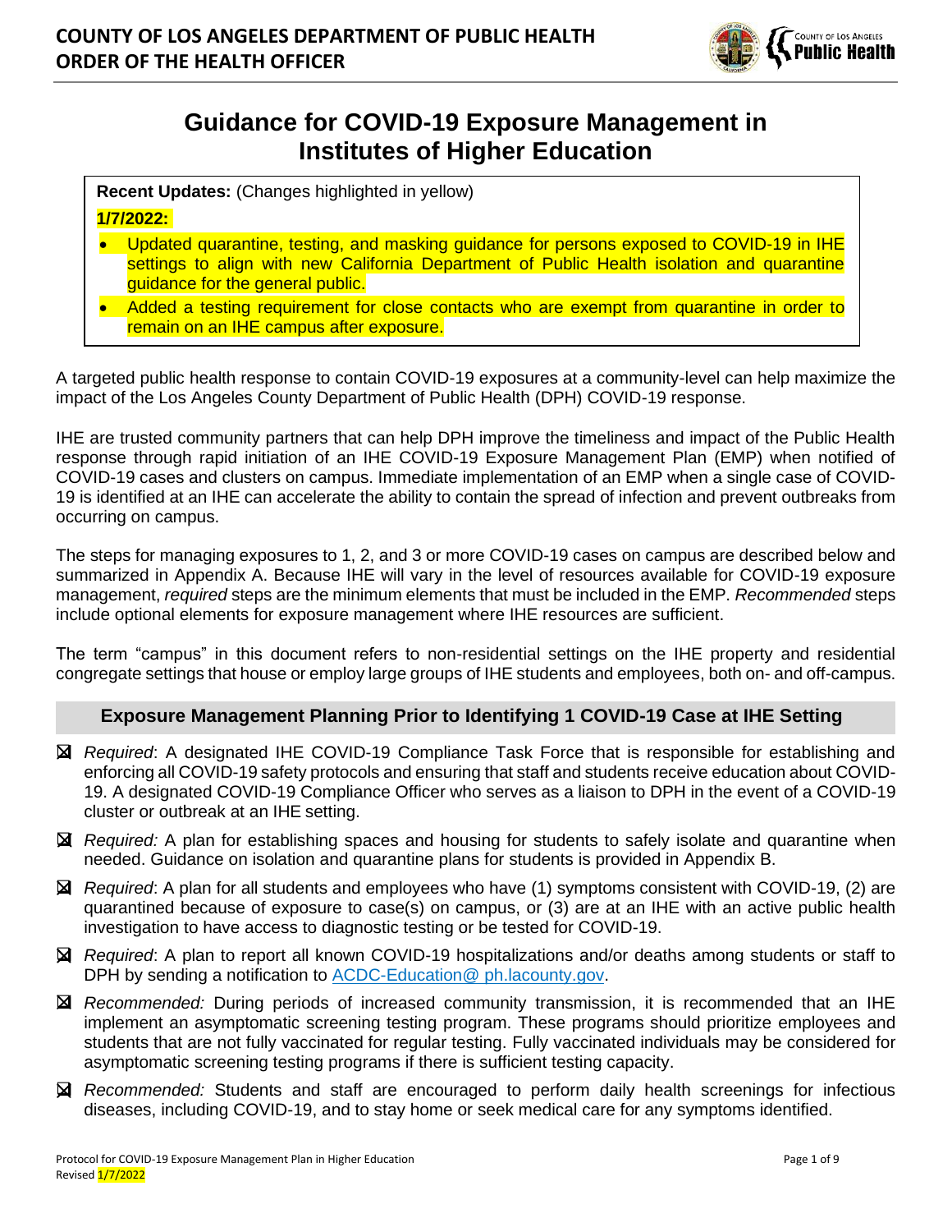# COUNTY OF LOS ANGELES DEPARTMENT OF PUBLIC HEALTH
# ORDER OF THE HEALTH OFFICER

## Guidance for COVID-19 Exposure Management in Institutes of Higher Education

**Recent Updates:** (Changes highlighted in yellow)

**1/7/2022:**

- Updated quarantine, testing, and masking guidance for persons exposed to COVID-19 in IHE settings to align with new California Department of Public Health isolation and quarantine guidance for the general public.
- Added a testing requirement for close contacts who are exempt from quarantine in order to remain on an IHE campus after exposure.

A targeted public health response to contain COVID-19 exposures at a community-level can help maximize the impact of the Los Angeles County Department of Public Health (DPH) COVID-19 response.

IHE are trusted community partners that can help DPH improve the timeliness and impact of the Public Health response through rapid initiation of an IHE COVID-19 Exposure Management Plan (EMP) when notified of COVID-19 cases and clusters on campus. Immediate implementation of an EMP when a single case of COVID-19 is identified at an IHE can accelerate the ability to contain the spread of infection and prevent outbreaks from occurring on campus.

The steps for managing exposures to 1, 2, and 3 or more COVID-19 cases on campus are described below and summarized in Appendix A. Because IHE will vary in the level of resources available for COVID-19 exposure management, *required* steps are the minimum elements that must be included in the EMP. *Recommended* steps include optional elements for exposure management where IHE resources are sufficient.

The term "campus" in this document refers to non-residential settings on the IHE property and residential congregate settings that house or employ large groups of IHE students and employees, both on- and off-campus.

### Exposure Management Planning Prior to Identifying 1 COVID-19 Case at IHE Setting

- ☒ *Required*: A designated IHE COVID-19 Compliance Task Force that is responsible for establishing and enforcing all COVID-19 safety protocols and ensuring that staff and students receive education about COVID-19. A designated COVID-19 Compliance Officer who serves as a liaison to DPH in the event of a COVID-19 cluster or outbreak at an IHE setting.
- ☒ *Required:* A plan for establishing spaces and housing for students to safely isolate and quarantine when needed. Guidance on isolation and quarantine plans for students is provided in Appendix B.
- ☒ *Required*: A plan for all students and employees who have (1) symptoms consistent with COVID-19, (2) are quarantined because of exposure to case(s) on campus, or (3) are at an IHE with an active public health investigation to have access to diagnostic testing or be tested for COVID-19.
- ☒ *Required*: A plan to report all known COVID-19 hospitalizations and/or deaths among students or staff to DPH by sending a notification to ACDC-Education@ ph.lacounty.gov.
- ☒ *Recommended:* During periods of increased community transmission, it is recommended that an IHE implement an asymptomatic screening testing program. These programs should prioritize employees and students that are not fully vaccinated for regular testing. Fully vaccinated individuals may be considered for asymptomatic screening testing programs if there is sufficient testing capacity.
- ☒ *Recommended:* Students and staff are encouraged to perform daily health screenings for infectious diseases, including COVID-19, and to stay home or seek medical care for any symptoms identified.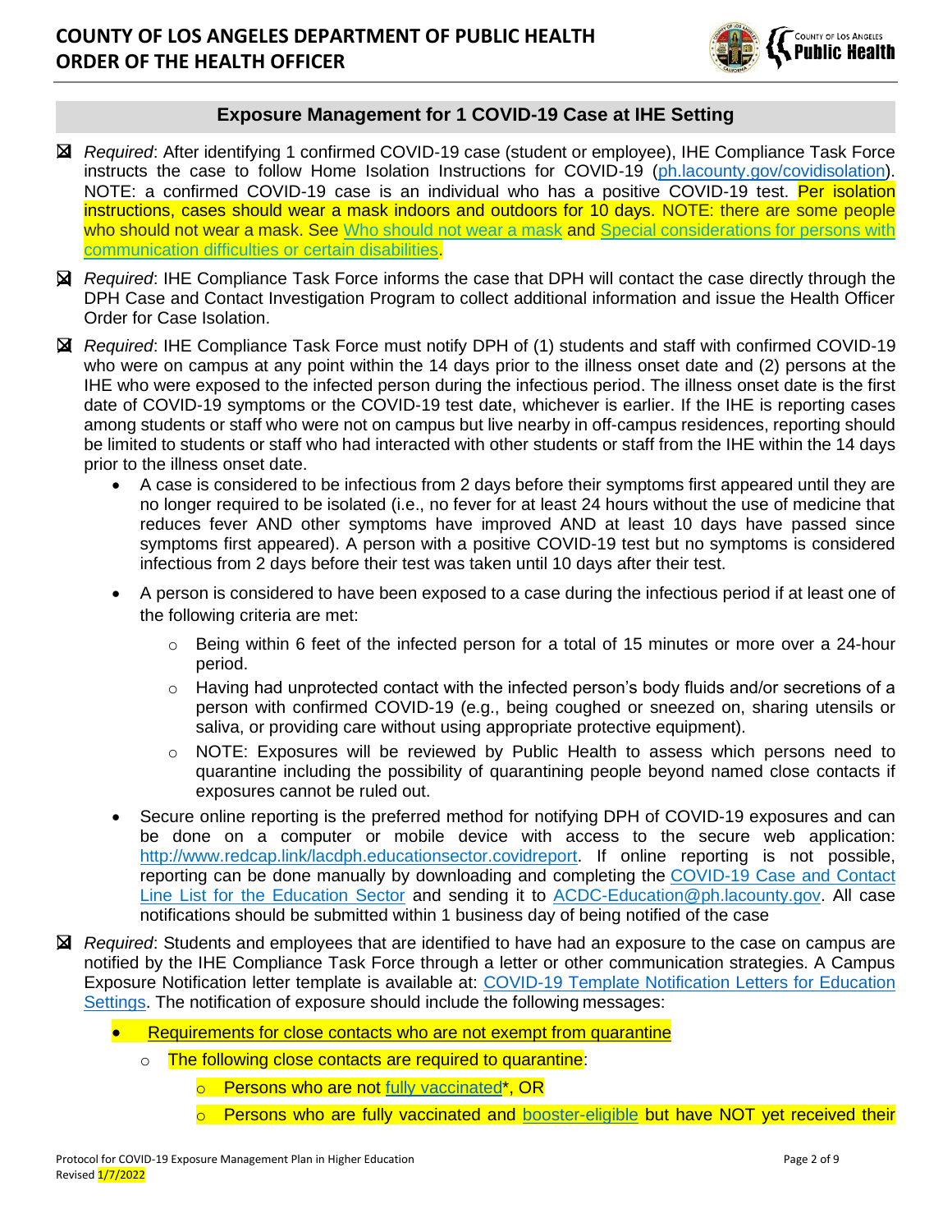## Exposure Management for 1 COVID-19 Case at IHE Setting

- ☒ *Required*: After identifying 1 confirmed COVID-19 case (student or employee), IHE Compliance Task Force instructs the case to follow Home Isolation Instructions for COVID-19 (ph.lacounty.gov/covidisolation). NOTE: a confirmed COVID-19 case is an individual who has a positive COVID-19 test. Per isolation instructions, cases should wear a mask indoors and outdoors for 10 days. NOTE: there are some people who should not wear a mask. See Who should not wear a mask and Special considerations for persons with communication difficulties or certain disabilities.
- ☒ *Required*: IHE Compliance Task Force informs the case that DPH will contact the case directly through the DPH Case and Contact Investigation Program to collect additional information and issue the Health Officer Order for Case Isolation.
- ☒ *Required*: IHE Compliance Task Force must notify DPH of (1) students and staff with confirmed COVID-19 who were on campus at any point within the 14 days prior to the illness onset date and (2) persons at the IHE who were exposed to the infected person during the infectious period. The illness onset date is the first date of COVID-19 symptoms or the COVID-19 test date, whichever is earlier. If the IHE is reporting cases among students or staff who were not on campus but live nearby in off-campus residences, reporting should be limited to students or staff who had interacted with other students or staff from the IHE within the 14 days prior to the illness onset date.
  - A case is considered to be infectious from 2 days before their symptoms first appeared until they are no longer required to be isolated (i.e., no fever for at least 24 hours without the use of medicine that reduces fever AND other symptoms have improved AND at least 10 days have passed since symptoms first appeared). A person with a positive COVID-19 test but no symptoms is considered infectious from 2 days before their test was taken until 10 days after their test.
  - A person is considered to have been exposed to a case during the infectious period if at least one of the following criteria are met:
    - Being within 6 feet of the infected person for a total of 15 minutes or more over a 24-hour period.
    - Having had unprotected contact with the infected person's body fluids and/or secretions of a person with confirmed COVID-19 (e.g., being coughed or sneezed on, sharing utensils or saliva, or providing care without using appropriate protective equipment).
    - NOTE: Exposures will be reviewed by Public Health to assess which persons need to quarantine including the possibility of quarantining people beyond named close contacts if exposures cannot be ruled out.
  - Secure online reporting is the preferred method for notifying DPH of COVID-19 exposures and can be done on a computer or mobile device with access to the secure web application: http://www.redcap.link/lacdph.educationsector.covidreport. If online reporting is not possible, reporting can be done manually by downloading and completing the COVID-19 Case and Contact Line List for the Education Sector and sending it to ACDC-Education@ph.lacounty.gov. All case notifications should be submitted within 1 business day of being notified of the case
- ☒ *Required*: Students and employees that are identified to have had an exposure to the case on campus are notified by the IHE Compliance Task Force through a letter or other communication strategies. A Campus Exposure Notification letter template is available at: COVID-19 Template Notification Letters for Education Settings. The notification of exposure should include the following messages:
  - Requirements for close contacts who are not exempt from quarantine
    - The following close contacts are required to quarantine:
      - Persons who are not fully vaccinated*, OR
      - Persons who are fully vaccinated and booster-eligible but have NOT yet received their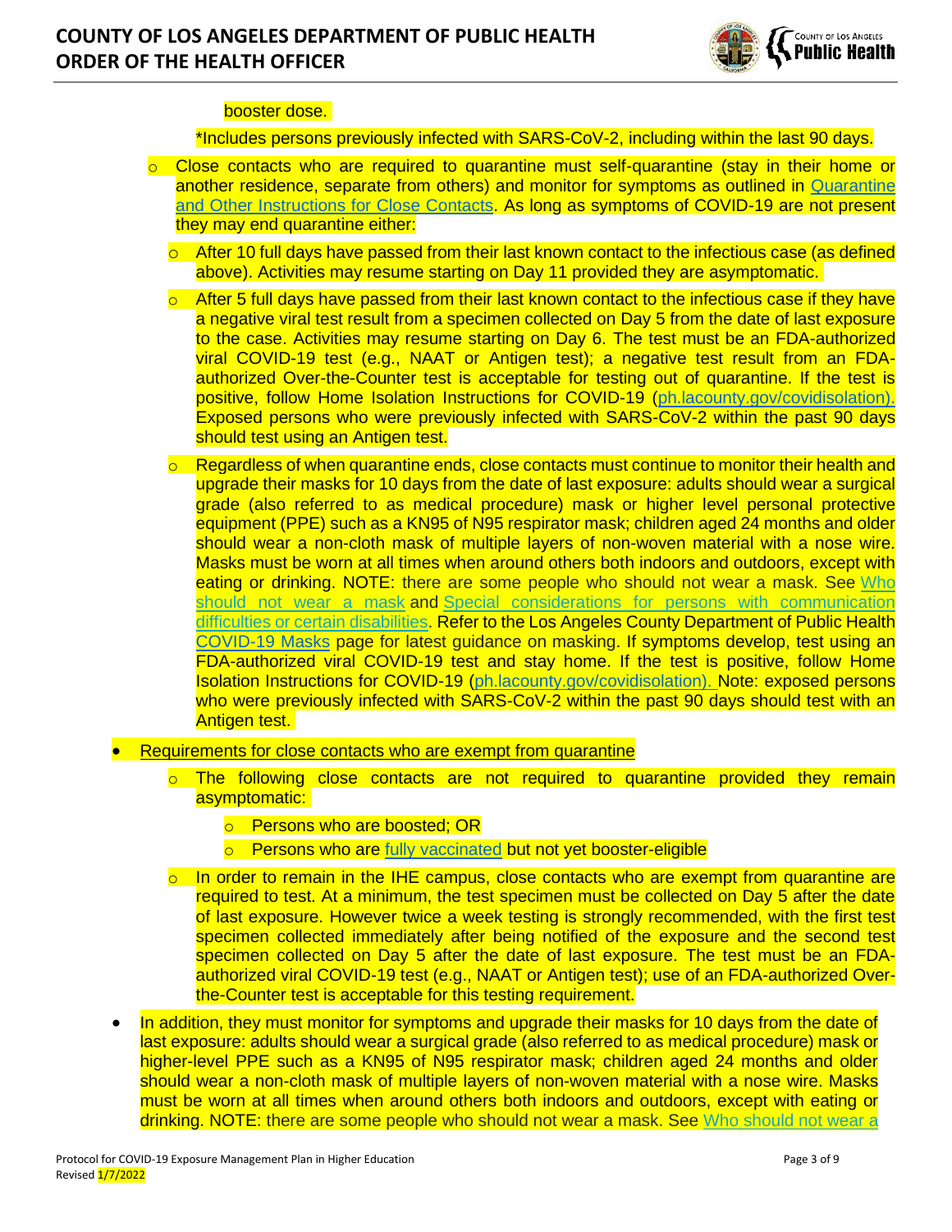booster dose.

*Includes persons previously infected with SARS-CoV-2, including within the last 90 days.

- Close contacts who are required to quarantine must self-quarantine (stay in their home or another residence, separate from others) and monitor for symptoms as outlined in [Quarantine and Other Instructions for Close Contacts](). As long as symptoms of COVID-19 are not present they may end quarantine either:
  - After 10 full days have passed from their last known contact to the infectious case (as defined above). Activities may resume starting on Day 11 provided they are asymptomatic.
  - After 5 full days have passed from their last known contact to the infectious case if they have a negative viral test result from a specimen collected on Day 5 from the date of last exposure to the case. Activities may resume starting on Day 6. The test must be an FDA-authorized viral COVID-19 test (e.g., NAAT or Antigen test); a negative test result from an FDA-authorized Over-the-Counter test is acceptable for testing out of quarantine. If the test is positive, follow Home Isolation Instructions for COVID-19 (ph.lacounty.gov/covidisolation). Exposed persons who were previously infected with SARS-CoV-2 within the past 90 days should test using an Antigen test.
  - Regardless of when quarantine ends, close contacts must continue to monitor their health and upgrade their masks for 10 days from the date of last exposure: adults should wear a surgical grade (also referred to as medical procedure) mask or higher level personal protective equipment (PPE) such as a KN95 of N95 respirator mask; children aged 24 months and older should wear a non-cloth mask of multiple layers of non-woven material with a nose wire. Masks must be worn at all times when around others both indoors and outdoors, except with eating or drinking. NOTE: there are some people who should not wear a mask. See [Who should not wear a mask]() and [Special considerations for persons with communication difficulties or certain disabilities](). Refer to the Los Angeles County Department of Public Health [COVID-19 Masks]() page for latest guidance on masking. If symptoms develop, test using an FDA-authorized viral COVID-19 test and stay home. If the test is positive, follow Home Isolation Instructions for COVID-19 (ph.lacounty.gov/covidisolation). Note: exposed persons who were previously infected with SARS-CoV-2 within the past 90 days should test with an Antigen test.

- Requirements for close contacts who are exempt from quarantine
  - The following close contacts are not required to quarantine provided they remain asymptomatic:
    - Persons who are boosted; OR
    - Persons who are [fully vaccinated]() but not yet booster-eligible
  - In order to remain in the IHE campus, close contacts who are exempt from quarantine are required to test. At a minimum, the test specimen must be collected on Day 5 after the date of last exposure. However twice a week testing is strongly recommended, with the first test specimen collected immediately after being notified of the exposure and the second test specimen collected on Day 5 after the date of last exposure. The test must be an FDA-authorized viral COVID-19 test (e.g., NAAT or Antigen test); use of an FDA-authorized Over-the-Counter test is acceptable for this testing requirement.

- In addition, they must monitor for symptoms and upgrade their masks for 10 days from the date of last exposure: adults should wear a surgical grade (also referred to as medical procedure) mask or higher-level PPE such as a KN95 of N95 respirator mask; children aged 24 months and older should wear a non-cloth mask of multiple layers of non-woven material with a nose wire. Masks must be worn at all times when around others both indoors and outdoors, except with eating or drinking. NOTE: there are some people who should not wear a mask. See [Who should not wear a]()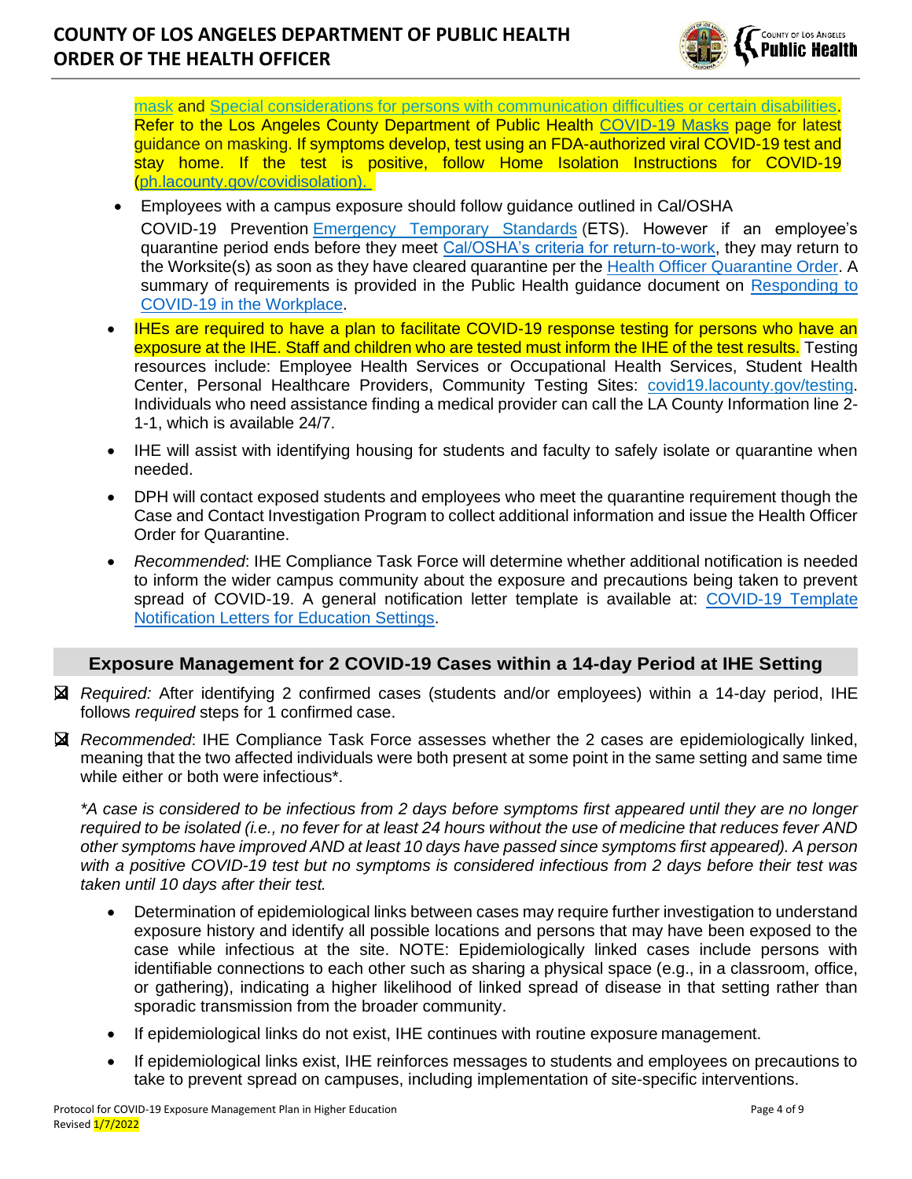mask and Special considerations for persons with communication difficulties or certain disabilities. Refer to the Los Angeles County Department of Public Health COVID-19 Masks page for latest guidance on masking. If symptoms develop, test using an FDA-authorized viral COVID-19 test and stay home. If the test is positive, follow Home Isolation Instructions for COVID-19 (ph.lacounty.gov/covidisolation).

- Employees with a campus exposure should follow guidance outlined in Cal/OSHA COVID-19 Prevention Emergency Temporary Standards (ETS). However if an employee's quarantine period ends before they meet Cal/OSHA's criteria for return-to-work, they may return to the Worksite(s) as soon as they have cleared quarantine per the Health Officer Quarantine Order. A summary of requirements is provided in the Public Health guidance document on Responding to COVID-19 in the Workplace.
- IHEs are required to have a plan to facilitate COVID-19 response testing for persons who have an exposure at the IHE. Staff and children who are tested must inform the IHE of the test results. Testing resources include: Employee Health Services or Occupational Health Services, Student Health Center, Personal Healthcare Providers, Community Testing Sites: covid19.lacounty.gov/testing. Individuals who need assistance finding a medical provider can call the LA County Information line 2-1-1, which is available 24/7.
- IHE will assist with identifying housing for students and faculty to safely isolate or quarantine when needed.
- DPH will contact exposed students and employees who meet the quarantine requirement though the Case and Contact Investigation Program to collect additional information and issue the Health Officer Order for Quarantine.
- *Recommended*: IHE Compliance Task Force will determine whether additional notification is needed to inform the wider campus community about the exposure and precautions being taken to prevent spread of COVID-19. A general notification letter template is available at: COVID-19 Template Notification Letters for Education Settings.

## Exposure Management for 2 COVID-19 Cases within a 14-day Period at IHE Setting

☒ *Required:* After identifying 2 confirmed cases (students and/or employees) within a 14-day period, IHE follows *required* steps for 1 confirmed case.

☒ *Recommended*: IHE Compliance Task Force assesses whether the 2 cases are epidemiologically linked, meaning that the two affected individuals were both present at some point in the same setting and same time while either or both were infectious*.

*\*A case is considered to be infectious from 2 days before symptoms first appeared until they are no longer required to be isolated (i.e., no fever for at least 24 hours without the use of medicine that reduces fever AND other symptoms have improved AND at least 10 days have passed since symptoms first appeared). A person with a positive COVID-19 test but no symptoms is considered infectious from 2 days before their test was taken until 10 days after their test.*

- Determination of epidemiological links between cases may require further investigation to understand exposure history and identify all possible locations and persons that may have been exposed to the case while infectious at the site. NOTE: Epidemiologically linked cases include persons with identifiable connections to each other such as sharing a physical space (e.g., in a classroom, office, or gathering), indicating a higher likelihood of linked spread of disease in that setting rather than sporadic transmission from the broader community.
- If epidemiological links do not exist, IHE continues with routine exposure management.
- If epidemiological links exist, IHE reinforces messages to students and employees on precautions to take to prevent spread on campuses, including implementation of site-specific interventions.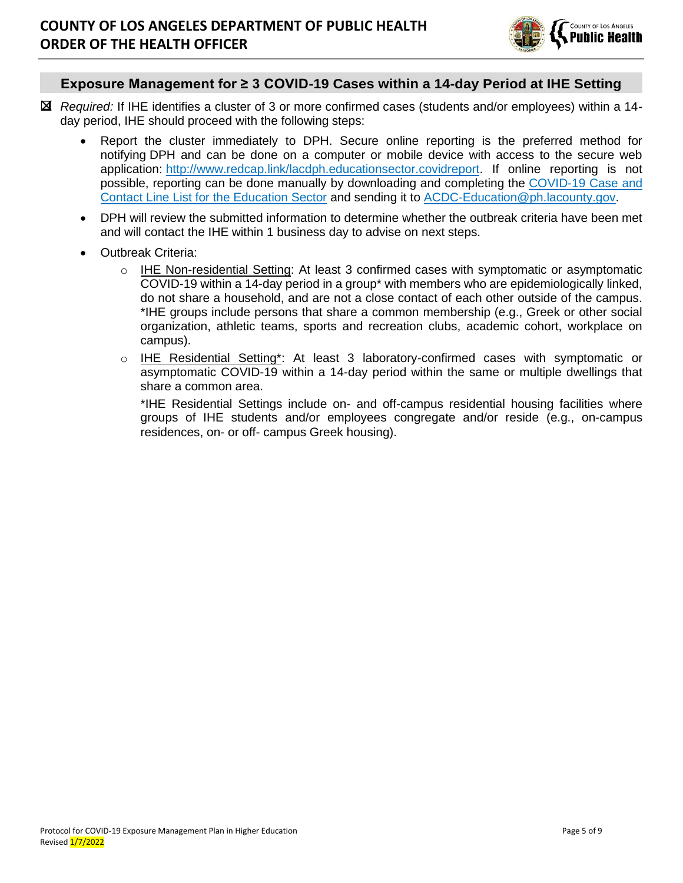## Exposure Management for ≥ 3 COVID-19 Cases within a 14-day Period at IHE Setting

☒ *Required:* If IHE identifies a cluster of 3 or more confirmed cases (students and/or employees) within a 14-day period, IHE should proceed with the following steps:

- Report the cluster immediately to DPH. Secure online reporting is the preferred method for notifying DPH and can be done on a computer or mobile device with access to the secure web application: [http://www.redcap.link/lacdph.educationsector.covidreport](http://www.redcap.link/lacdph.educationsector.covidreport). If online reporting is not possible, reporting can be done manually by downloading and completing the COVID-19 Case and Contact Line List for the Education Sector and sending it to ACDC-Education@ph.lacounty.gov.
- DPH will review the submitted information to determine whether the outbreak criteria have been met and will contact the IHE within 1 business day to advise on next steps.
- Outbreak Criteria:
  - IHE Non-residential Setting: At least 3 confirmed cases with symptomatic or asymptomatic COVID-19 within a 14-day period in a group* with members who are epidemiologically linked, do not share a household, and are not a close contact of each other outside of the campus. *IHE groups include persons that share a common membership (e.g., Greek or other social organization, athletic teams, sports and recreation clubs, academic cohort, workplace on campus).
  - IHE Residential Setting*: At least 3 laboratory-confirmed cases with symptomatic or asymptomatic COVID-19 within a 14-day period within the same or multiple dwellings that share a common area.

    *IHE Residential Settings include on- and off-campus residential housing facilities where groups of IHE students and/or employees congregate and/or reside (e.g., on-campus residences, on- or off- campus Greek housing).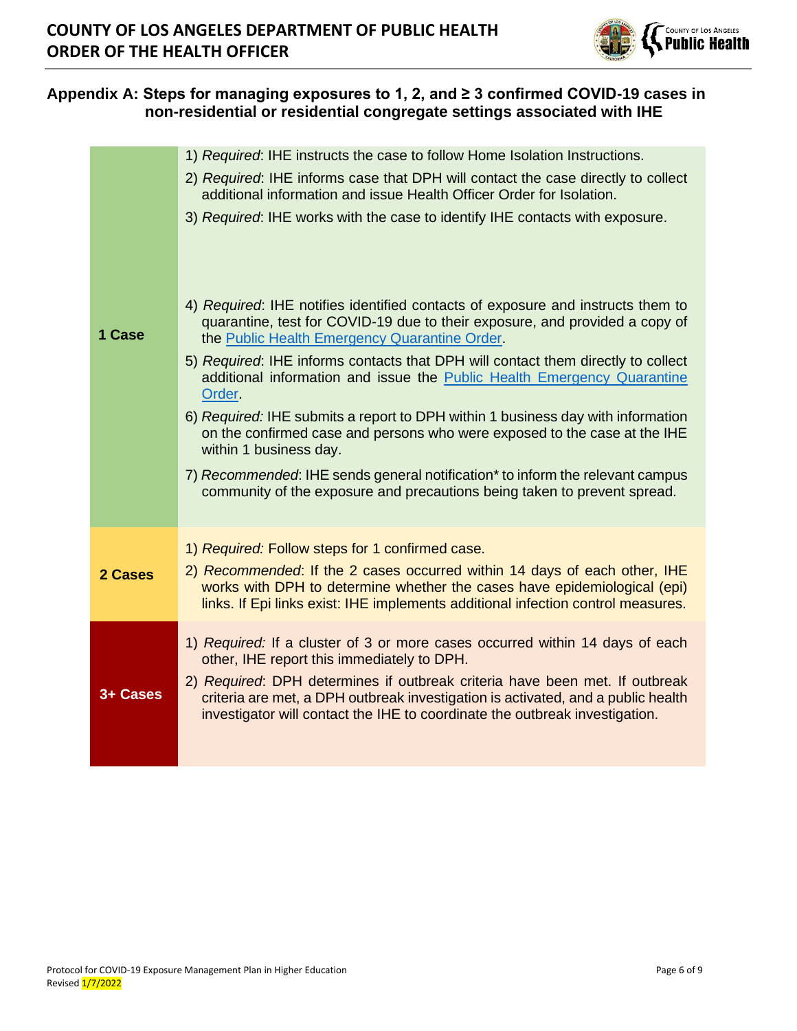## Appendix A: Steps for managing exposures to 1, 2, and ≥ 3 confirmed COVID-19 cases in non-residential or residential congregate settings associated with IHE

| | |
|---|---|
| **1 Case** | 1) *Required*: IHE instructs the case to follow Home Isolation Instructions.<br>2) *Required*: IHE informs case that DPH will contact the case directly to collect additional information and issue Health Officer Order for Isolation.<br>3) *Required*: IHE works with the case to identify IHE contacts with exposure.<br>4) *Required*: IHE notifies identified contacts of exposure and instructs them to quarantine, test for COVID-19 due to their exposure, and provided a copy of the Public Health Emergency Quarantine Order.<br>5) *Required*: IHE informs contacts that DPH will contact them directly to collect additional information and issue the Public Health Emergency Quarantine Order.<br>6) *Required:* IHE submits a report to DPH within 1 business day with information on the confirmed case and persons who were exposed to the case at the IHE within 1 business day.<br>7) *Recommended*: IHE sends general notification* to inform the relevant campus community of the exposure and precautions being taken to prevent spread. |
| **2 Cases** | 1) *Required:* Follow steps for 1 confirmed case.<br>2) *Recommended*: If the 2 cases occurred within 14 days of each other, IHE works with DPH to determine whether the cases have epidemiological (epi) links. If Epi links exist: IHE implements additional infection control measures. |
| **3+ Cases** | 1) *Required:* If a cluster of 3 or more cases occurred within 14 days of each other, IHE report this immediately to DPH.<br>2) *Required*: DPH determines if outbreak criteria have been met. If outbreak criteria are met, a DPH outbreak investigation is activated, and a public health investigator will contact the IHE to coordinate the outbreak investigation. |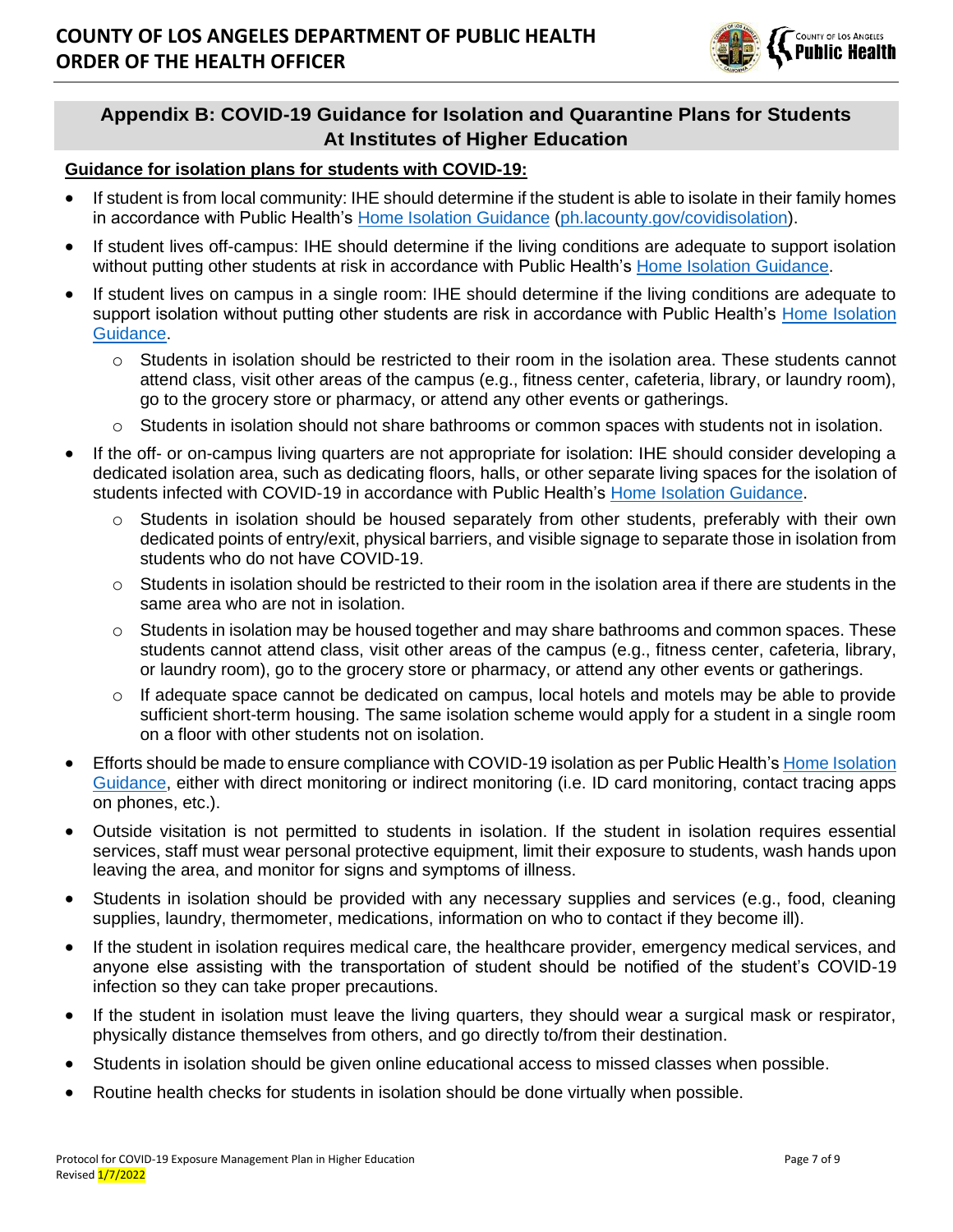## Appendix B: COVID-19 Guidance for Isolation and Quarantine Plans for Students At Institutes of Higher Education

**Guidance for isolation plans for students with COVID-19:**

- If student is from local community: IHE should determine if the student is able to isolate in their family homes in accordance with Public Health's Home Isolation Guidance (ph.lacounty.gov/covidisolation).
- If student lives off-campus: IHE should determine if the living conditions are adequate to support isolation without putting other students at risk in accordance with Public Health's Home Isolation Guidance.
- If student lives on campus in a single room: IHE should determine if the living conditions are adequate to support isolation without putting other students are risk in accordance with Public Health's Home Isolation Guidance.
  - Students in isolation should be restricted to their room in the isolation area. These students cannot attend class, visit other areas of the campus (e.g., fitness center, cafeteria, library, or laundry room), go to the grocery store or pharmacy, or attend any other events or gatherings.
  - Students in isolation should not share bathrooms or common spaces with students not in isolation.
- If the off- or on-campus living quarters are not appropriate for isolation: IHE should consider developing a dedicated isolation area, such as dedicating floors, halls, or other separate living spaces for the isolation of students infected with COVID-19 in accordance with Public Health's Home Isolation Guidance.
  - Students in isolation should be housed separately from other students, preferably with their own dedicated points of entry/exit, physical barriers, and visible signage to separate those in isolation from students who do not have COVID-19.
  - Students in isolation should be restricted to their room in the isolation area if there are students in the same area who are not in isolation.
  - Students in isolation may be housed together and may share bathrooms and common spaces. These students cannot attend class, visit other areas of the campus (e.g., fitness center, cafeteria, library, or laundry room), go to the grocery store or pharmacy, or attend any other events or gatherings.
  - If adequate space cannot be dedicated on campus, local hotels and motels may be able to provide sufficient short-term housing. The same isolation scheme would apply for a student in a single room on a floor with other students not on isolation.
- Efforts should be made to ensure compliance with COVID-19 isolation as per Public Health's Home Isolation Guidance, either with direct monitoring or indirect monitoring (i.e. ID card monitoring, contact tracing apps on phones, etc.).
- Outside visitation is not permitted to students in isolation. If the student in isolation requires essential services, staff must wear personal protective equipment, limit their exposure to students, wash hands upon leaving the area, and monitor for signs and symptoms of illness.
- Students in isolation should be provided with any necessary supplies and services (e.g., food, cleaning supplies, laundry, thermometer, medications, information on who to contact if they become ill).
- If the student in isolation requires medical care, the healthcare provider, emergency medical services, and anyone else assisting with the transportation of student should be notified of the student's COVID-19 infection so they can take proper precautions.
- If the student in isolation must leave the living quarters, they should wear a surgical mask or respirator, physically distance themselves from others, and go directly to/from their destination.
- Students in isolation should be given online educational access to missed classes when possible.
- Routine health checks for students in isolation should be done virtually when possible.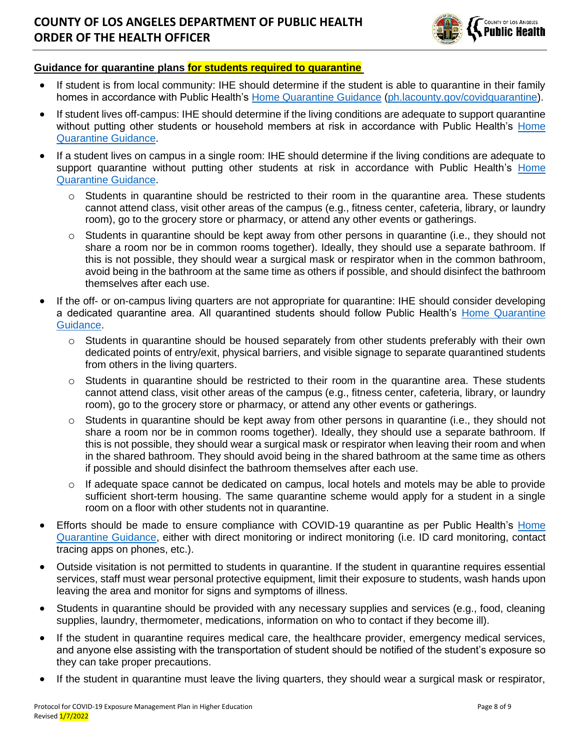**Guidance for quarantine plans for students required to quarantine**

- If student is from local community: IHE should determine if the student is able to quarantine in their family homes in accordance with Public Health's Home Quarantine Guidance (ph.lacounty.gov/covidquarantine).
- If student lives off-campus: IHE should determine if the living conditions are adequate to support quarantine without putting other students or household members at risk in accordance with Public Health's Home Quarantine Guidance.
- If a student lives on campus in a single room: IHE should determine if the living conditions are adequate to support quarantine without putting other students at risk in accordance with Public Health's Home Quarantine Guidance.
    - Students in quarantine should be restricted to their room in the quarantine area. These students cannot attend class, visit other areas of the campus (e.g., fitness center, cafeteria, library, or laundry room), go to the grocery store or pharmacy, or attend any other events or gatherings.
    - Students in quarantine should be kept away from other persons in quarantine (i.e., they should not share a room nor be in common rooms together). Ideally, they should use a separate bathroom. If this is not possible, they should wear a surgical mask or respirator when in the common bathroom, avoid being in the bathroom at the same time as others if possible, and should disinfect the bathroom themselves after each use.
- If the off- or on-campus living quarters are not appropriate for quarantine: IHE should consider developing a dedicated quarantine area. All quarantined students should follow Public Health's Home Quarantine Guidance.
    - Students in quarantine should be housed separately from other students preferably with their own dedicated points of entry/exit, physical barriers, and visible signage to separate quarantined students from others in the living quarters.
    - Students in quarantine should be restricted to their room in the quarantine area. These students cannot attend class, visit other areas of the campus (e.g., fitness center, cafeteria, library, or laundry room), go to the grocery store or pharmacy, or attend any other events or gatherings.
    - Students in quarantine should be kept away from other persons in quarantine (i.e., they should not share a room nor be in common rooms together). Ideally, they should use a separate bathroom. If this is not possible, they should wear a surgical mask or respirator when leaving their room and when in the shared bathroom. They should avoid being in the shared bathroom at the same time as others if possible and should disinfect the bathroom themselves after each use.
    - If adequate space cannot be dedicated on campus, local hotels and motels may be able to provide sufficient short-term housing. The same quarantine scheme would apply for a student in a single room on a floor with other students not in quarantine.
- Efforts should be made to ensure compliance with COVID-19 quarantine as per Public Health's Home Quarantine Guidance, either with direct monitoring or indirect monitoring (i.e. ID card monitoring, contact tracing apps on phones, etc.).
- Outside visitation is not permitted to students in quarantine. If the student in quarantine requires essential services, staff must wear personal protective equipment, limit their exposure to students, wash hands upon leaving the area and monitor for signs and symptoms of illness.
- Students in quarantine should be provided with any necessary supplies and services (e.g., food, cleaning supplies, laundry, thermometer, medications, information on who to contact if they become ill).
- If the student in quarantine requires medical care, the healthcare provider, emergency medical services, and anyone else assisting with the transportation of student should be notified of the student's exposure so they can take proper precautions.
- If the student in quarantine must leave the living quarters, they should wear a surgical mask or respirator,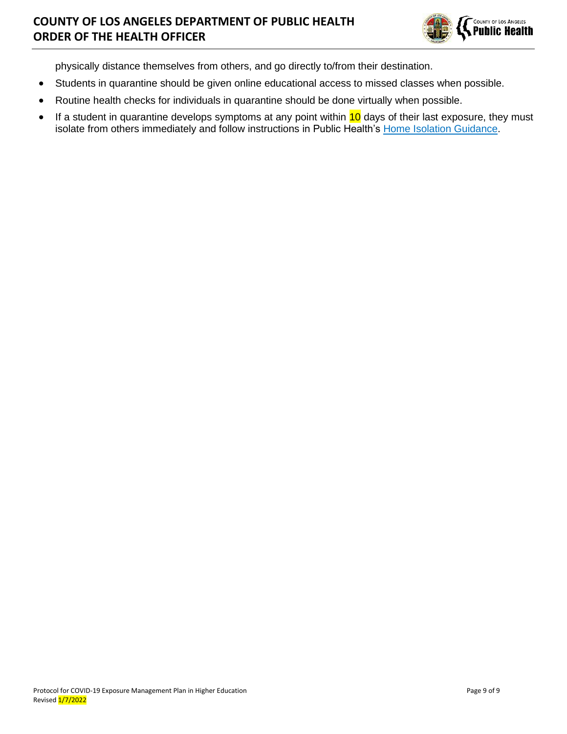physically distance themselves from others, and go directly to/from their destination.

- Students in quarantine should be given online educational access to missed classes when possible.
- Routine health checks for individuals in quarantine should be done virtually when possible.
- If a student in quarantine develops symptoms at any point within 10 days of their last exposure, they must isolate from others immediately and follow instructions in Public Health's Home Isolation Guidance.